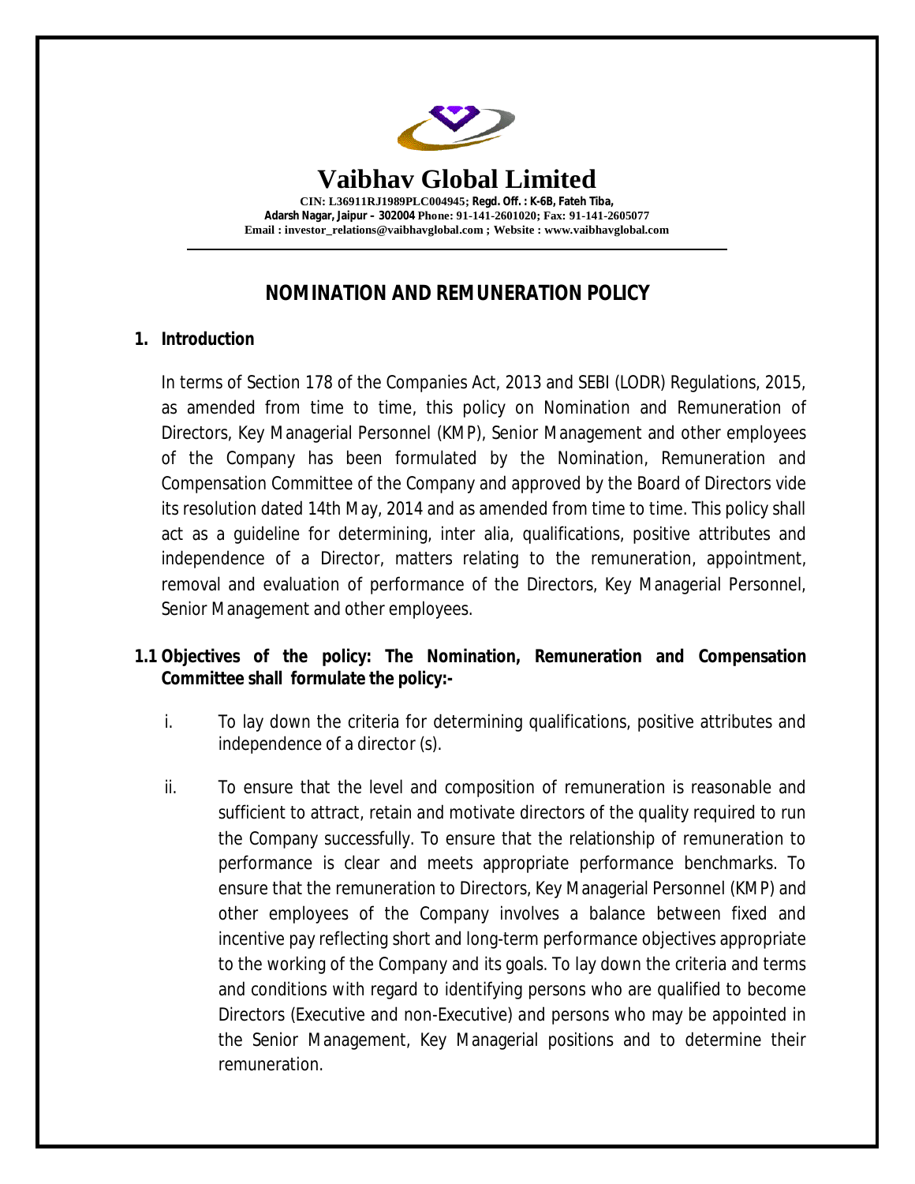# Vaibhav Global Limited

**CIN: L36911RJ1989PLC004945; Regd. Off. : K-6B, Fateh Tiba, Adarsh Nagar, Jaipur – 302004 Phone: 91-141-2601020; Fax: 91-141-2605077**
**Email : investor_relations@vaibhavglobal.com ; Website : www.vaibhavglobal.com**

## NOMINATION AND REMUNERATION POLICY

### 1. Introduction

In terms of Section 178 of the Companies Act, 2013 and SEBI (LODR) Regulations, 2015, as amended from time to time, this policy on Nomination and Remuneration of Directors, Key Managerial Personnel (KMP), Senior Management and other employees of the Company has been formulated by the Nomination, Remuneration and Compensation Committee of the Company and approved by the Board of Directors vide its resolution dated 14th May, 2014 and as amended from time to time. This policy shall act as a guideline for determining, inter alia, qualifications, positive attributes and independence of a Director, matters relating to the remuneration, appointment, removal and evaluation of performance of the Directors, Key Managerial Personnel, Senior Management and other employees.

### 1.1 Objectives of the policy: The Nomination, Remuneration and Compensation Committee shall formulate the policy:-

i. To lay down the criteria for determining qualifications, positive attributes and independence of a director (s).

ii. To ensure that the level and composition of remuneration is reasonable and sufficient to attract, retain and motivate directors of the quality required to run the Company successfully. To ensure that the relationship of remuneration to performance is clear and meets appropriate performance benchmarks. To ensure that the remuneration to Directors, Key Managerial Personnel (KMP) and other employees of the Company involves a balance between fixed and incentive pay reflecting short and long-term performance objectives appropriate to the working of the Company and its goals. To lay down the criteria and terms and conditions with regard to identifying persons who are qualified to become Directors (Executive and non-Executive) and persons who may be appointed in the Senior Management, Key Managerial positions and to determine their remuneration.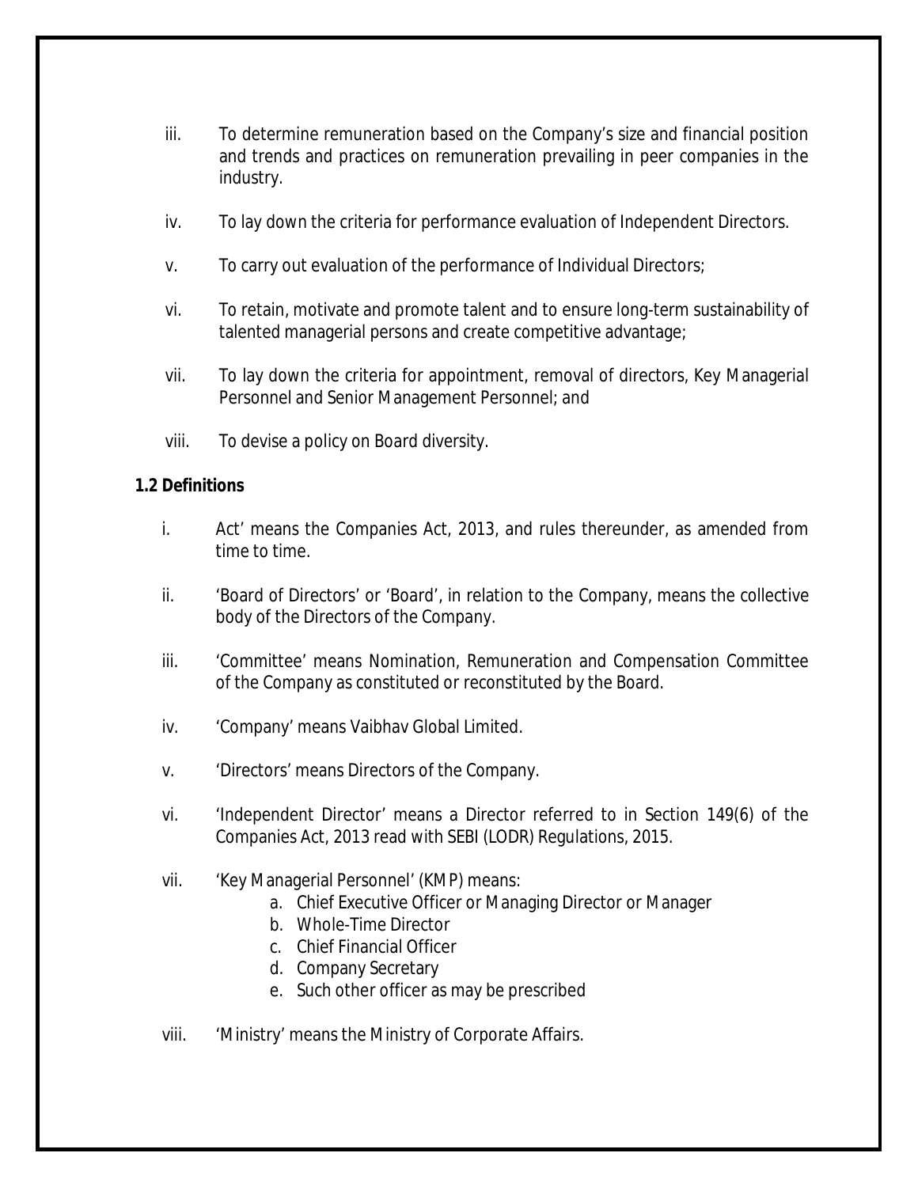iii. To determine remuneration based on the Company's size and financial position and trends and practices on remuneration prevailing in peer companies in the industry.

iv. To lay down the criteria for performance evaluation of Independent Directors.

v. To carry out evaluation of the performance of Individual Directors;

vi. To retain, motivate and promote talent and to ensure long-term sustainability of talented managerial persons and create competitive advantage;

vii. To lay down the criteria for appointment, removal of directors, Key Managerial Personnel and Senior Management Personnel; and

viii. To devise a policy on Board diversity.

**1.2 Definitions**

i. Act' means the Companies Act, 2013, and rules thereunder, as amended from time to time.

ii. 'Board of Directors' or 'Board', in relation to the Company, means the collective body of the Directors of the Company.

iii. 'Committee' means Nomination, Remuneration and Compensation Committee of the Company as constituted or reconstituted by the Board.

iv. 'Company' means Vaibhav Global Limited.

v. 'Directors' means Directors of the Company.

vi. 'Independent Director' means a Director referred to in Section 149(6) of the Companies Act, 2013 read with SEBI (LODR) Regulations, 2015.

vii. 'Key Managerial Personnel' (KMP) means:
   a. Chief Executive Officer or Managing Director or Manager
   b. Whole-Time Director
   c. Chief Financial Officer
   d. Company Secretary
   e. Such other officer as may be prescribed

viii. 'Ministry' means the Ministry of Corporate Affairs.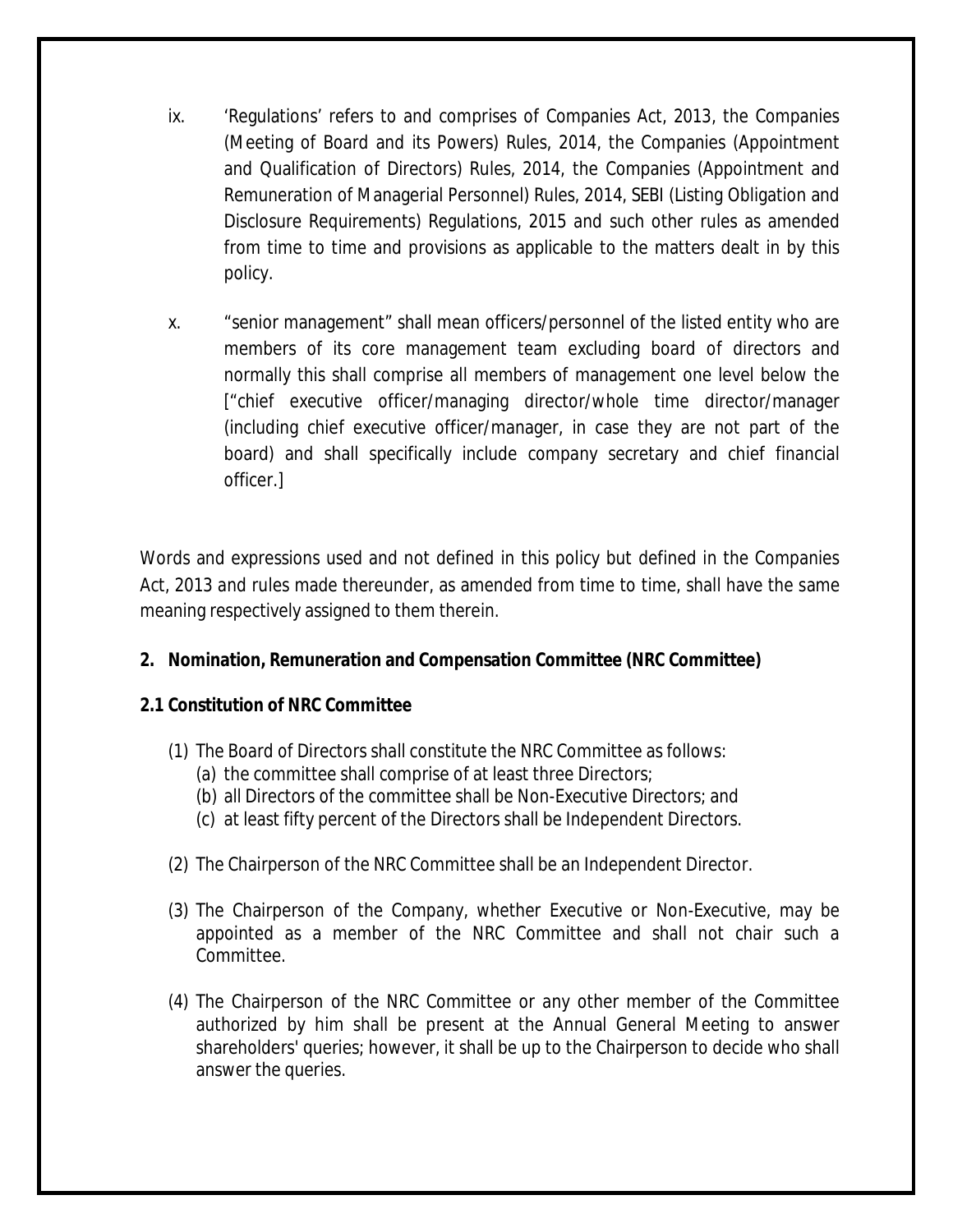ix. 'Regulations' refers to and comprises of Companies Act, 2013, the Companies (Meeting of Board and its Powers) Rules, 2014, the Companies (Appointment and Qualification of Directors) Rules, 2014, the Companies (Appointment and Remuneration of Managerial Personnel) Rules, 2014, SEBI (Listing Obligation and Disclosure Requirements) Regulations, 2015 and such other rules as amended from time to time and provisions as applicable to the matters dealt in by this policy.

x. "senior management" shall mean officers/personnel of the listed entity who are members of its core management team excluding board of directors and normally this shall comprise all members of management one level below the ["chief executive officer/managing director/whole time director/manager (including chief executive officer/manager, in case they are not part of the board) and shall specifically include company secretary and chief financial officer.]

Words and expressions used and not defined in this policy but defined in the Companies Act, 2013 and rules made thereunder, as amended from time to time, shall have the same meaning respectively assigned to them therein.

## 2. Nomination, Remuneration and Compensation Committee (NRC Committee)

### 2.1 Constitution of NRC Committee

(1) The Board of Directors shall constitute the NRC Committee as follows:
  (a) the committee shall comprise of at least three Directors;
  (b) all Directors of the committee shall be Non-Executive Directors; and
  (c) at least fifty percent of the Directors shall be Independent Directors.

(2) The Chairperson of the NRC Committee shall be an Independent Director.

(3) The Chairperson of the Company, whether Executive or Non-Executive, may be appointed as a member of the NRC Committee and shall not chair such a Committee.

(4) The Chairperson of the NRC Committee or any other member of the Committee authorized by him shall be present at the Annual General Meeting to answer shareholders' queries; however, it shall be up to the Chairperson to decide who shall answer the queries.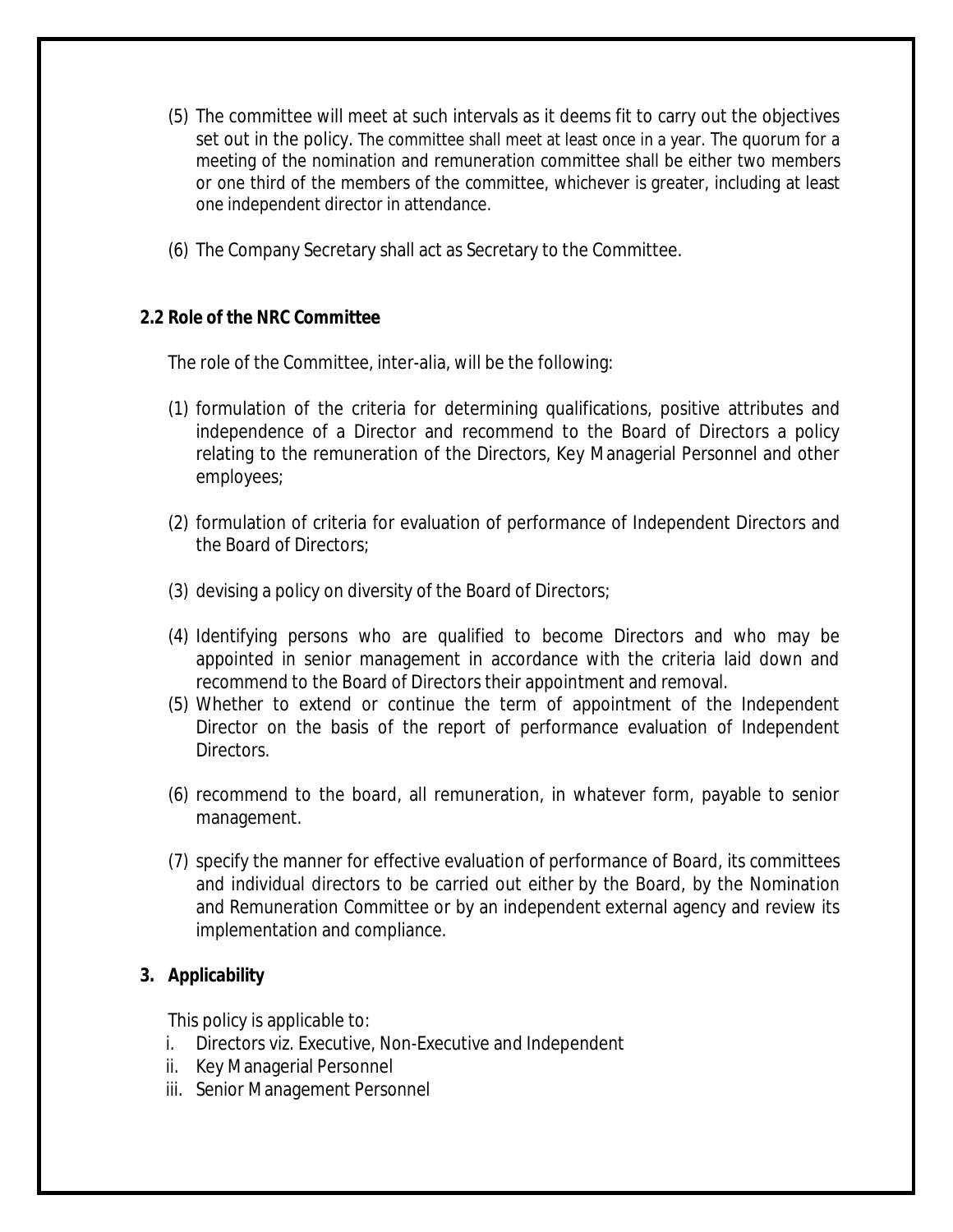(5) The committee will meet at such intervals as it deems fit to carry out the objectives set out in the policy. The committee shall meet at least once in a year. The quorum for a meeting of the nomination and remuneration committee shall be either two members or one third of the members of the committee, whichever is greater, including at least one independent director in attendance.

(6) The Company Secretary shall act as Secretary to the Committee.

**2.2 Role of the NRC Committee**

The role of the Committee, inter-alia, will be the following:

(1) formulation of the criteria for determining qualifications, positive attributes and independence of a Director and recommend to the Board of Directors a policy relating to the remuneration of the Directors, Key Managerial Personnel and other employees;

(2) formulation of criteria for evaluation of performance of Independent Directors and the Board of Directors;

(3) devising a policy on diversity of the Board of Directors;

(4) Identifying persons who are qualified to become Directors and who may be appointed in senior management in accordance with the criteria laid down and recommend to the Board of Directors their appointment and removal.

(5) Whether to extend or continue the term of appointment of the Independent Director on the basis of the report of performance evaluation of Independent Directors.

(6) recommend to the board, all remuneration, in whatever form, payable to senior management.

(7) specify the manner for effective evaluation of performance of Board, its committees and individual directors to be carried out either by the Board, by the Nomination and Remuneration Committee or by an independent external agency and review its implementation and compliance.

**3. Applicability**

This policy is applicable to:

i. Directors viz. Executive, Non-Executive and Independent
ii. Key Managerial Personnel
iii. Senior Management Personnel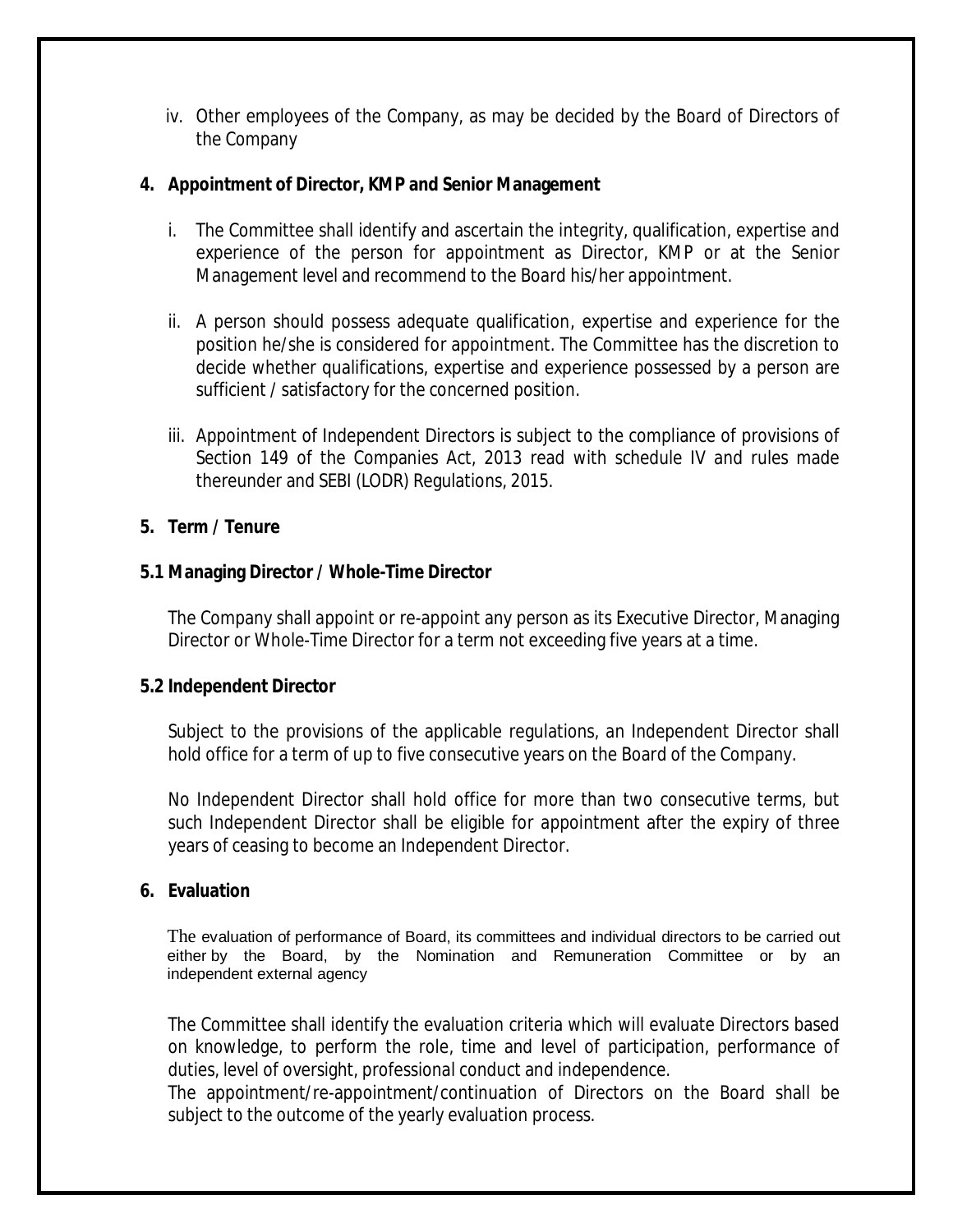iv. Other employees of the Company, as may be decided by the Board of Directors of the Company

## 4. Appointment of Director, KMP and Senior Management

i. The Committee shall identify and ascertain the integrity, qualification, expertise and experience of the person for appointment as Director, KMP or at the Senior Management level and recommend to the Board his/her appointment.

ii. A person should possess adequate qualification, expertise and experience for the position he/she is considered for appointment. The Committee has the discretion to decide whether qualifications, expertise and experience possessed by a person are sufficient / satisfactory for the concerned position.

iii. Appointment of Independent Directors is subject to the compliance of provisions of Section 149 of the Companies Act, 2013 read with schedule IV and rules made thereunder and SEBI (LODR) Regulations, 2015.

## 5. Term / Tenure

### 5.1 Managing Director / Whole-Time Director

The Company shall appoint or re-appoint any person as its Executive Director, Managing Director or Whole-Time Director for a term not exceeding five years at a time.

### 5.2 Independent Director

Subject to the provisions of the applicable regulations, an Independent Director shall hold office for a term of up to five consecutive years on the Board of the Company.

No Independent Director shall hold office for more than two consecutive terms, but such Independent Director shall be eligible for appointment after the expiry of three years of ceasing to become an Independent Director.

## 6. Evaluation

The evaluation of performance of Board, its committees and individual directors to be carried out either by the Board, by the Nomination and Remuneration Committee or by an independent external agency

The Committee shall identify the evaluation criteria which will evaluate Directors based on knowledge, to perform the role, time and level of participation, performance of duties, level of oversight, professional conduct and independence.

The appointment/re-appointment/continuation of Directors on the Board shall be subject to the outcome of the yearly evaluation process.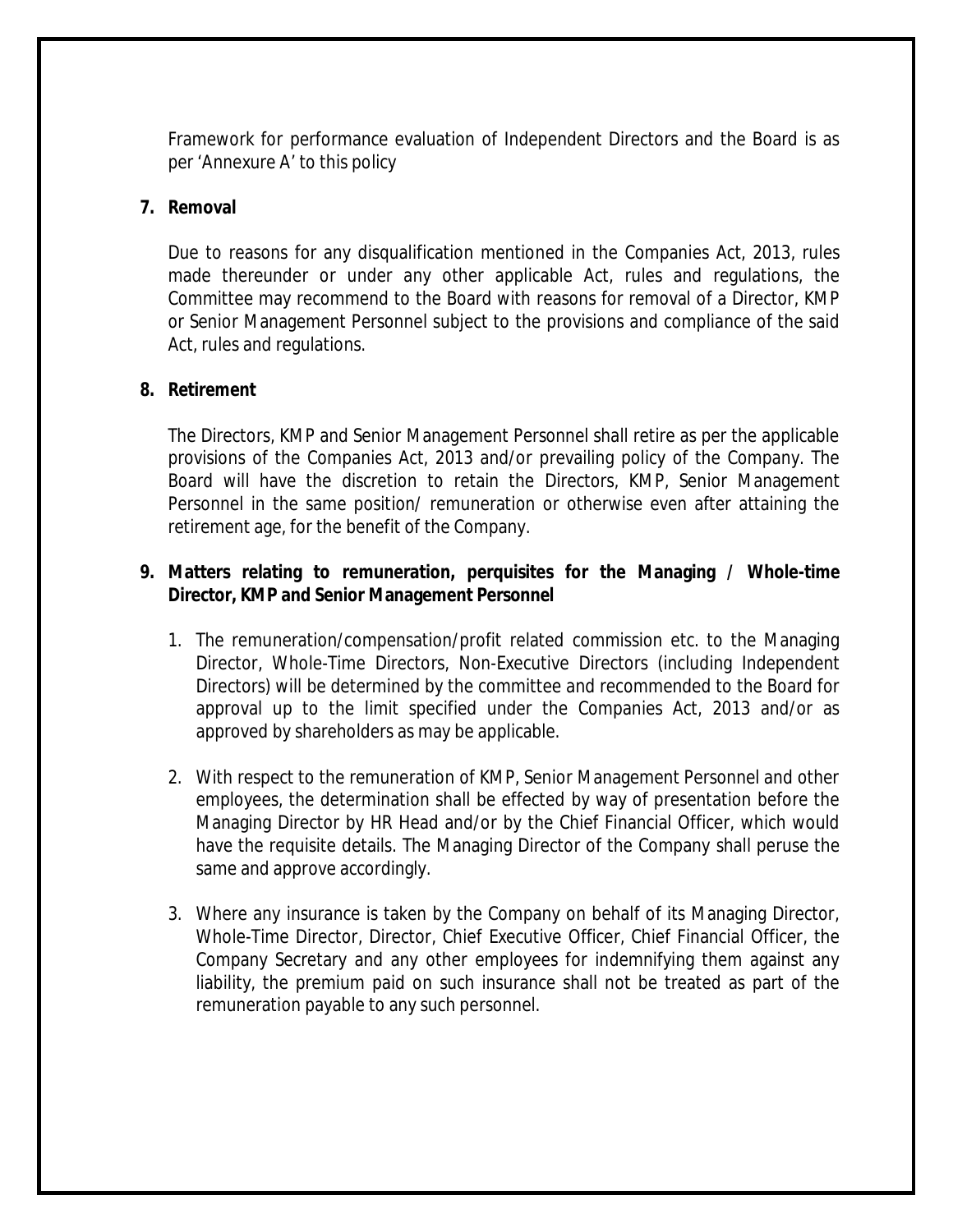Framework for performance evaluation of Independent Directors and the Board is as per 'Annexure A' to this policy

**7. Removal**

Due to reasons for any disqualification mentioned in the Companies Act, 2013, rules made thereunder or under any other applicable Act, rules and regulations, the Committee may recommend to the Board with reasons for removal of a Director, KMP or Senior Management Personnel subject to the provisions and compliance of the said Act, rules and regulations.

**8. Retirement**

The Directors, KMP and Senior Management Personnel shall retire as per the applicable provisions of the Companies Act, 2013 and/or prevailing policy of the Company. The Board will have the discretion to retain the Directors, KMP, Senior Management Personnel in the same position/ remuneration or otherwise even after attaining the retirement age, for the benefit of the Company.

**9. Matters relating to remuneration, perquisites for the Managing / Whole-time Director, KMP and Senior Management Personnel**

1. The remuneration/compensation/profit related commission etc. to the Managing Director, Whole-Time Directors, Non-Executive Directors (including Independent Directors) will be determined by the committee and recommended to the Board for approval up to the limit specified under the Companies Act, 2013 and/or as approved by shareholders as may be applicable.

2. With respect to the remuneration of KMP, Senior Management Personnel and other employees, the determination shall be effected by way of presentation before the Managing Director by HR Head and/or by the Chief Financial Officer, which would have the requisite details. The Managing Director of the Company shall peruse the same and approve accordingly.

3. Where any insurance is taken by the Company on behalf of its Managing Director, Whole-Time Director, Director, Chief Executive Officer, Chief Financial Officer, the Company Secretary and any other employees for indemnifying them against any liability, the premium paid on such insurance shall not be treated as part of the remuneration payable to any such personnel.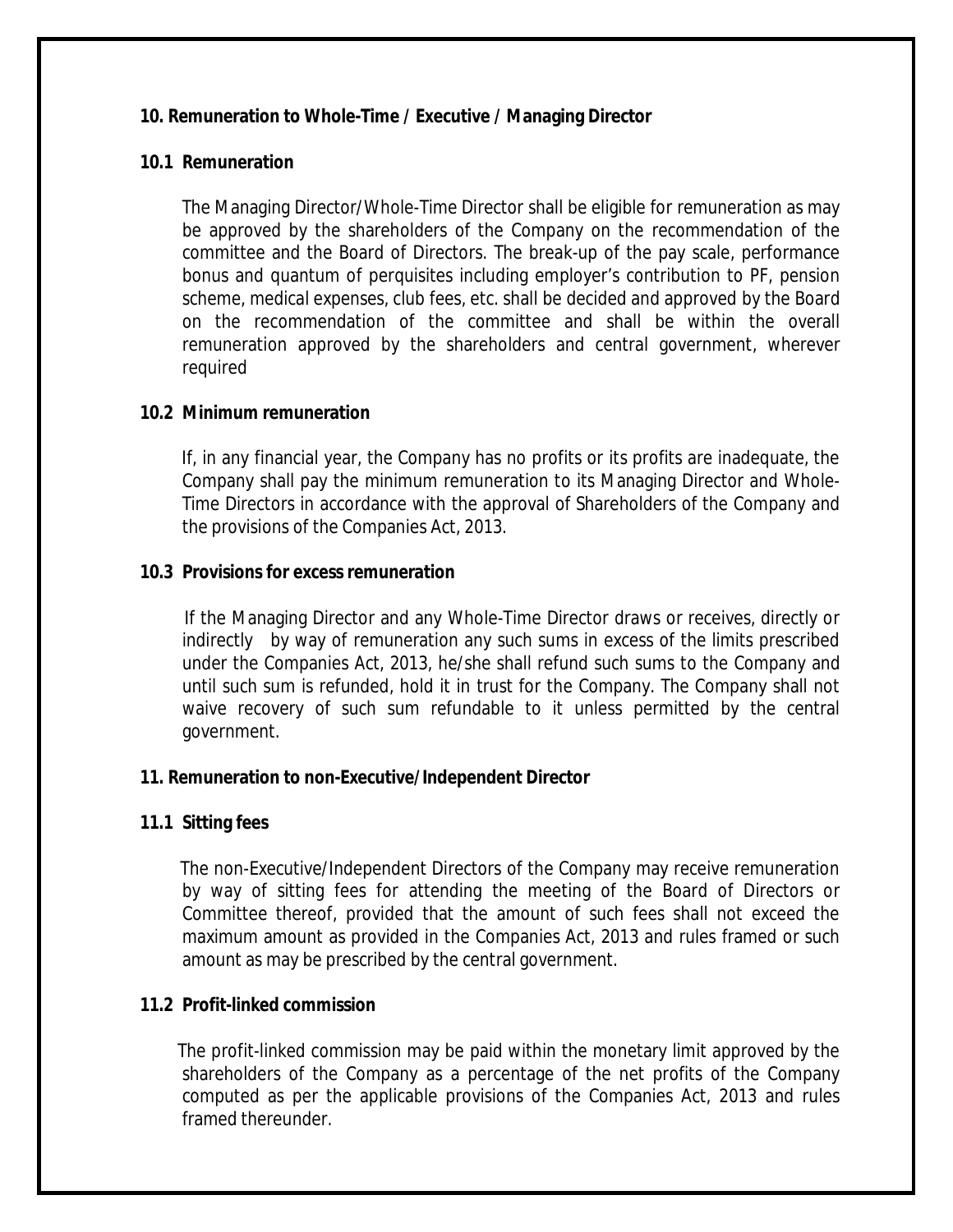## 10. Remuneration to Whole-Time / Executive / Managing Director

### 10.1 Remuneration

The Managing Director/Whole-Time Director shall be eligible for remuneration as may be approved by the shareholders of the Company on the recommendation of the committee and the Board of Directors. The break-up of the pay scale, performance bonus and quantum of perquisites including employer's contribution to PF, pension scheme, medical expenses, club fees, etc. shall be decided and approved by the Board on the recommendation of the committee and shall be within the overall remuneration approved by the shareholders and central government, wherever required

### 10.2 Minimum remuneration

If, in any financial year, the Company has no profits or its profits are inadequate, the Company shall pay the minimum remuneration to its Managing Director and Whole-Time Directors in accordance with the approval of Shareholders of the Company and the provisions of the Companies Act, 2013.

### 10.3 Provisions for excess remuneration

If the Managing Director and any Whole-Time Director draws or receives, directly or indirectly by way of remuneration any such sums in excess of the limits prescribed under the Companies Act, 2013, he/she shall refund such sums to the Company and until such sum is refunded, hold it in trust for the Company. The Company shall not waive recovery of such sum refundable to it unless permitted by the central government.

## 11. Remuneration to non-Executive/Independent Director

### 11.1 Sitting fees

The non-Executive/Independent Directors of the Company may receive remuneration by way of sitting fees for attending the meeting of the Board of Directors or Committee thereof, provided that the amount of such fees shall not exceed the maximum amount as provided in the Companies Act, 2013 and rules framed or such amount as may be prescribed by the central government.

### 11.2 Profit-linked commission

The profit-linked commission may be paid within the monetary limit approved by the shareholders of the Company as a percentage of the net profits of the Company computed as per the applicable provisions of the Companies Act, 2013 and rules framed thereunder.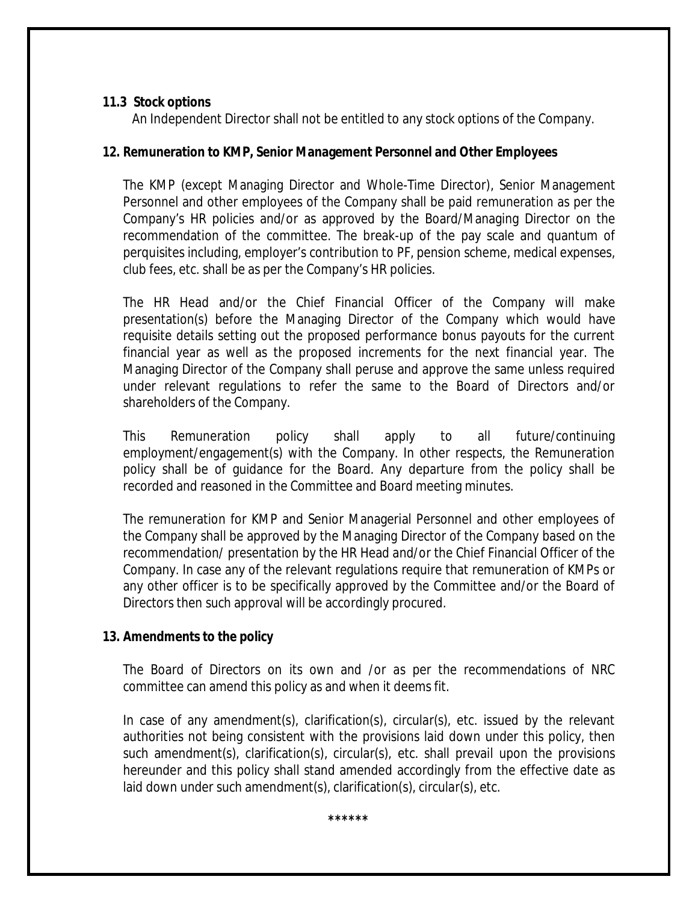**11.3 Stock options**

An Independent Director shall not be entitled to any stock options of the Company.

**12. Remuneration to KMP, Senior Management Personnel and Other Employees**

The KMP (except Managing Director and Whole-Time Director), Senior Management Personnel and other employees of the Company shall be paid remuneration as per the Company's HR policies and/or as approved by the Board/Managing Director on the recommendation of the committee. The break-up of the pay scale and quantum of perquisites including, employer's contribution to PF, pension scheme, medical expenses, club fees, etc. shall be as per the Company's HR policies.

The HR Head and/or the Chief Financial Officer of the Company will make presentation(s) before the Managing Director of the Company which would have requisite details setting out the proposed performance bonus payouts for the current financial year as well as the proposed increments for the next financial year. The Managing Director of the Company shall peruse and approve the same unless required under relevant regulations to refer the same to the Board of Directors and/or shareholders of the Company.

This Remuneration policy shall apply to all future/continuing employment/engagement(s) with the Company. In other respects, the Remuneration policy shall be of guidance for the Board. Any departure from the policy shall be recorded and reasoned in the Committee and Board meeting minutes.

The remuneration for KMP and Senior Managerial Personnel and other employees of the Company shall be approved by the Managing Director of the Company based on the recommendation/ presentation by the HR Head and/or the Chief Financial Officer of the Company. In case any of the relevant regulations require that remuneration of KMPs or any other officer is to be specifically approved by the Committee and/or the Board of Directors then such approval will be accordingly procured.

**13. Amendments to the policy**

The Board of Directors on its own and /or as per the recommendations of NRC committee can amend this policy as and when it deems fit.

In case of any amendment(s), clarification(s), circular(s), etc. issued by the relevant authorities not being consistent with the provisions laid down under this policy, then such amendment(s), clarification(s), circular(s), etc. shall prevail upon the provisions hereunder and this policy shall stand amended accordingly from the effective date as laid down under such amendment(s), clarification(s), circular(s), etc.

******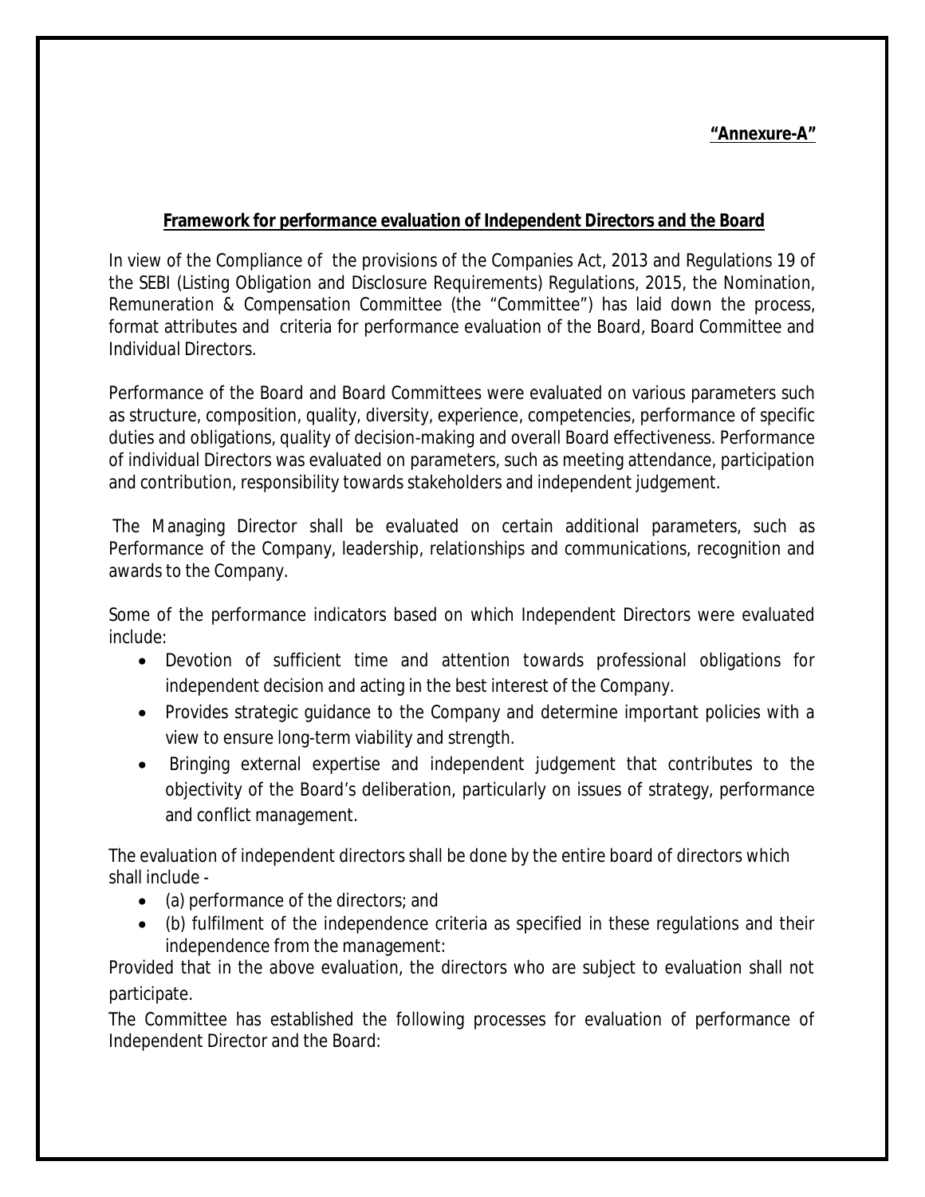**"Annexure-A"**

## Framework for performance evaluation of Independent Directors and the Board

In view of the Compliance of the provisions of the Companies Act, 2013 and Regulations 19 of the SEBI (Listing Obligation and Disclosure Requirements) Regulations, 2015, the Nomination, Remuneration & Compensation Committee (the "Committee") has laid down the process, format attributes and criteria for performance evaluation of the Board, Board Committee and Individual Directors.

Performance of the Board and Board Committees were evaluated on various parameters such as structure, composition, quality, diversity, experience, competencies, performance of specific duties and obligations, quality of decision-making and overall Board effectiveness. Performance of individual Directors was evaluated on parameters, such as meeting attendance, participation and contribution, responsibility towards stakeholders and independent judgement.

The Managing Director shall be evaluated on certain additional parameters, such as Performance of the Company, leadership, relationships and communications, recognition and awards to the Company.

Some of the performance indicators based on which Independent Directors were evaluated include:

- Devotion of sufficient time and attention towards professional obligations for independent decision and acting in the best interest of the Company.
- Provides strategic guidance to the Company and determine important policies with a view to ensure long-term viability and strength.
- Bringing external expertise and independent judgement that contributes to the objectivity of the Board's deliberation, particularly on issues of strategy, performance and conflict management.

The evaluation of independent directors shall be done by the entire board of directors which shall include -

- (a) performance of the directors; and
- (b) fulfilment of the independence criteria as specified in these regulations and their independence from the management:

Provided that in the above evaluation, the directors who are subject to evaluation shall not participate.

The Committee has established the following processes for evaluation of performance of Independent Director and the Board: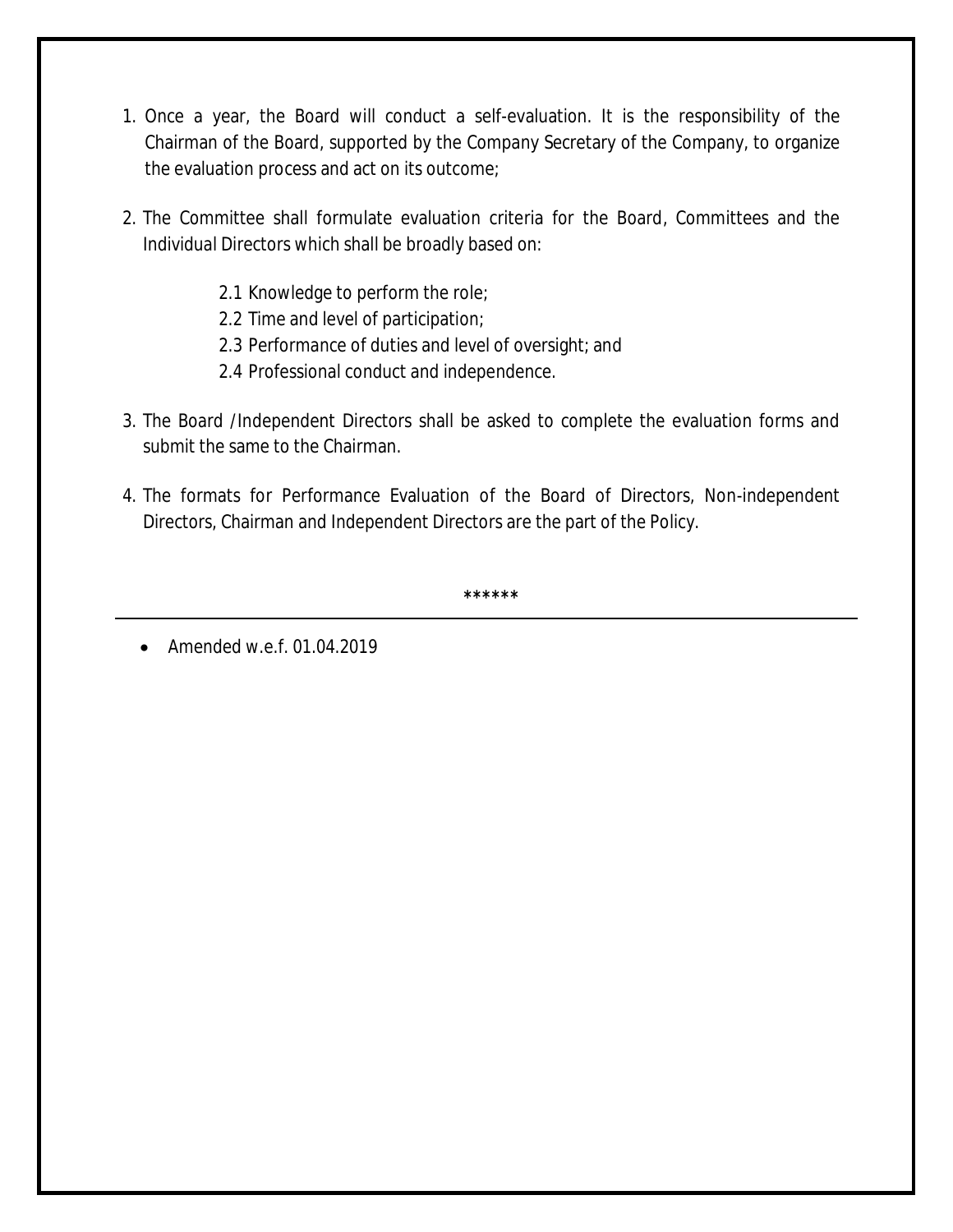1. Once a year, the Board will conduct a self-evaluation. It is the responsibility of the Chairman of the Board, supported by the Company Secretary of the Company, to organize the evaluation process and act on its outcome;

2. The Committee shall formulate evaluation criteria for the Board, Committees and the Individual Directors which shall be broadly based on:

   2.1 Knowledge to perform the role;
   2.2 Time and level of participation;
   2.3 Performance of duties and level of oversight; and
   2.4 Professional conduct and independence.

3. The Board / Independent Directors shall be asked to complete the evaluation forms and submit the same to the Chairman.

4. The formats for Performance Evaluation of the Board of Directors, Non-independent Directors, Chairman and Independent Directors are the part of the Policy.

******

---

- Amended w.e.f. 01.04.2019